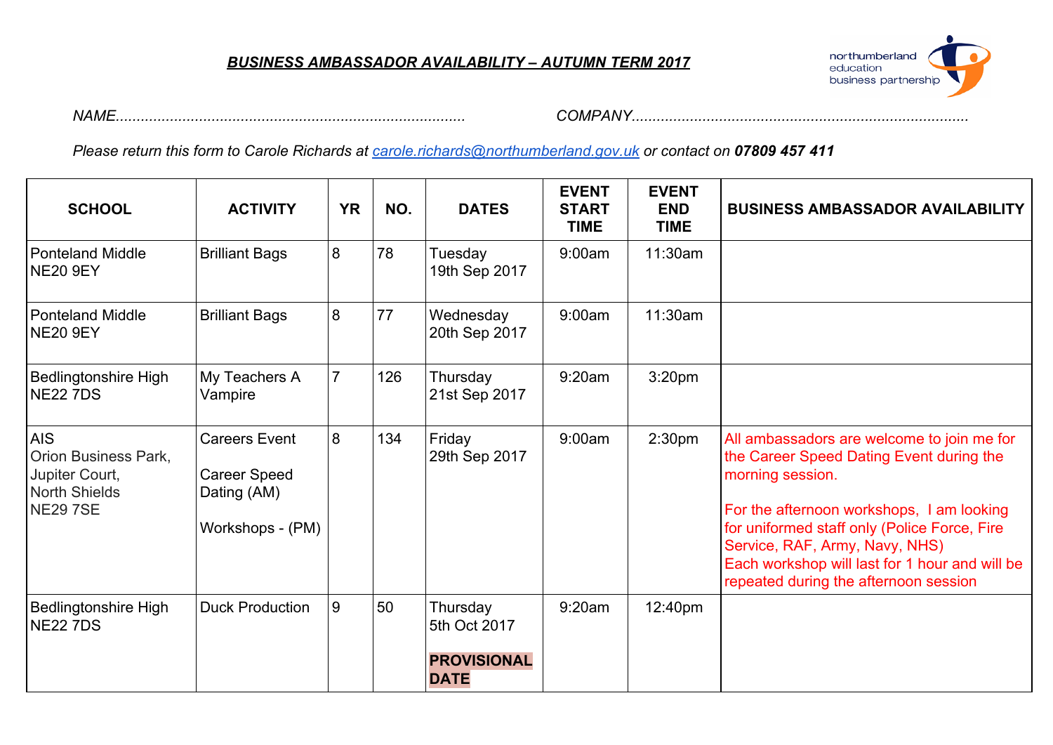***BUSINESS AMBASSADOR AVAILABILITY – AUTUMN TERM 2017***

northumberland education business partnership

*NAME.................................................................................. COMPANY...............................................................................*

*Please return this form to Carole Richards at carole.richards@northumberland.gov.uk or contact on **07809 457 411***

| SCHOOL | ACTIVITY | YR | NO. | DATES | EVENT START TIME | EVENT END TIME | BUSINESS AMBASSADOR AVAILABILITY |
|---|---|---|---|---|---|---|---|
| Ponteland Middle NE20 9EY | Brilliant Bags | 8 | 78 | Tuesday 19th Sep 2017 | 9:00am | 11:30am | |
| Ponteland Middle NE20 9EY | Brilliant Bags | 8 | 77 | Wednesday 20th Sep 2017 | 9:00am | 11:30am | |
| Bedlingtonshire High NE22 7DS | My Teachers A Vampire | 7 | 126 | Thursday 21st Sep 2017 | 9:20am | 3:20pm | |
| AIS Orion Business Park, Jupiter Court, North Shields NE29 7SE | Careers Event<br><br>Career Speed Dating (AM)<br><br>Workshops - (PM) | 8 | 134 | Friday 29th Sep 2017 | 9:00am | 2:30pm | All ambassadors are welcome to join me for the Career Speed Dating Event during the morning session.<br><br>For the afternoon workshops, I am looking for uniformed staff only (Police Force, Fire Service, RAF, Army, Navy, NHS) Each workshop will last for 1 hour and will be repeated during the afternoon session |
| Bedlingtonshire High NE22 7DS | Duck Production | 9 | 50 | Thursday 5th Oct 2017<br><br>**PROVISIONAL DATE** | 9:20am | 12:40pm | |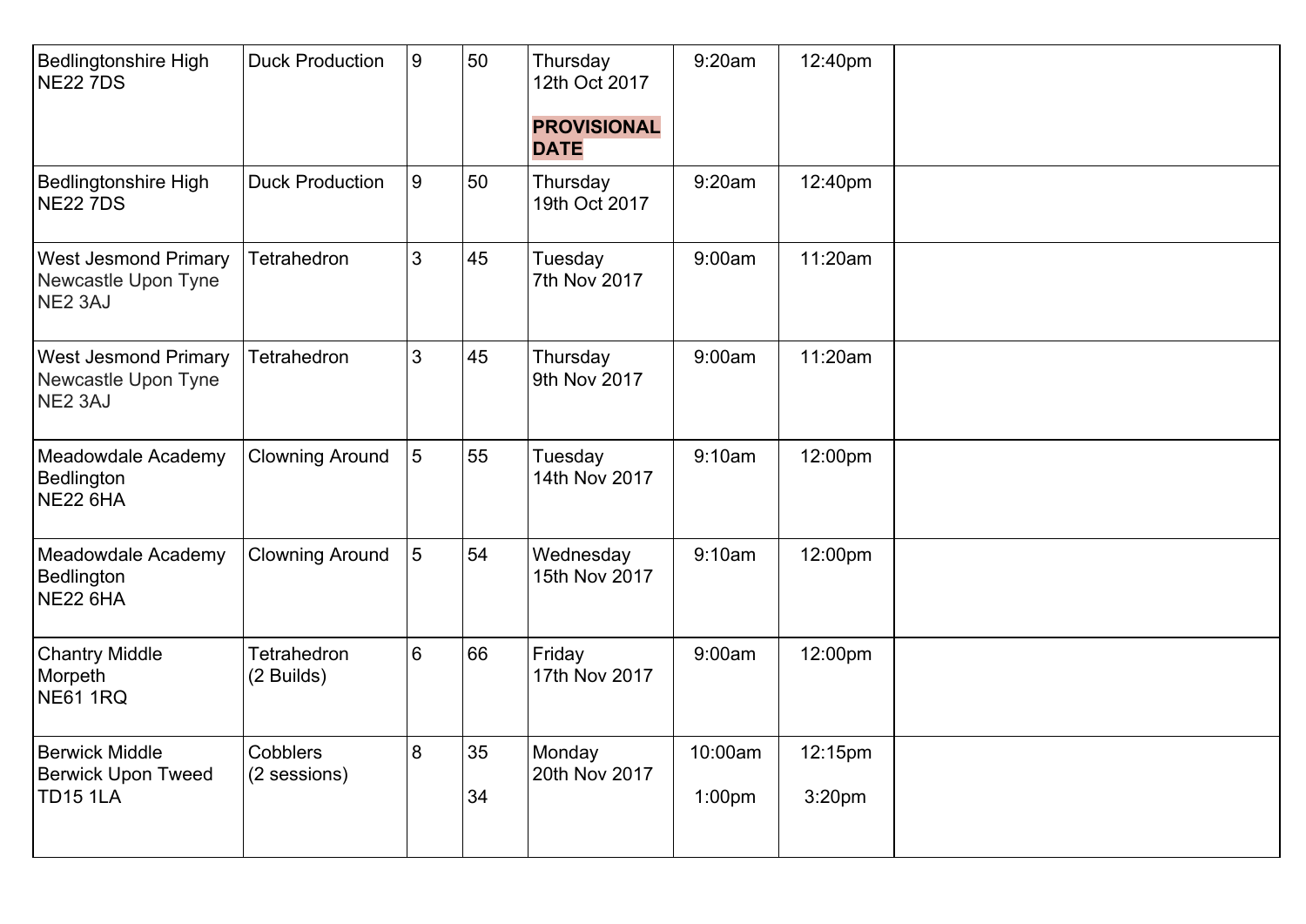| | | | | | | | |
|---|---|---|---|---|---|---|---|
| Bedlingtonshire High<br>NE22 7DS | Duck Production | 9 | 50 | Thursday<br>12th Oct 2017<br><br>**PROVISIONAL DATE** | 9:20am | 12:40pm | |
| Bedlingtonshire High<br>NE22 7DS | Duck Production | 9 | 50 | Thursday<br>19th Oct 2017 | 9:20am | 12:40pm | |
| West Jesmond Primary<br>Newcastle Upon Tyne<br>NE2 3AJ | Tetrahedron | 3 | 45 | Tuesday<br>7th Nov 2017 | 9:00am | 11:20am | |
| West Jesmond Primary<br>Newcastle Upon Tyne<br>NE2 3AJ | Tetrahedron | 3 | 45 | Thursday<br>9th Nov 2017 | 9:00am | 11:20am | |
| Meadowdale Academy<br>Bedlington<br>NE22 6HA | Clowning Around | 5 | 55 | Tuesday<br>14th Nov 2017 | 9:10am | 12:00pm | |
| Meadowdale Academy<br>Bedlington<br>NE22 6HA | Clowning Around | 5 | 54 | Wednesday<br>15th Nov 2017 | 9:10am | 12:00pm | |
| Chantry Middle<br>Morpeth<br>NE61 1RQ | Tetrahedron<br>(2 Builds) | 6 | 66 | Friday<br>17th Nov 2017 | 9:00am | 12:00pm | |
| Berwick Middle<br>Berwick Upon Tweed<br>TD15 1LA | Cobblers<br>(2 sessions) | 8 | 35<br><br>34 | Monday<br>20th Nov 2017 | 10:00am<br><br>1:00pm | 12:15pm<br><br>3:20pm | |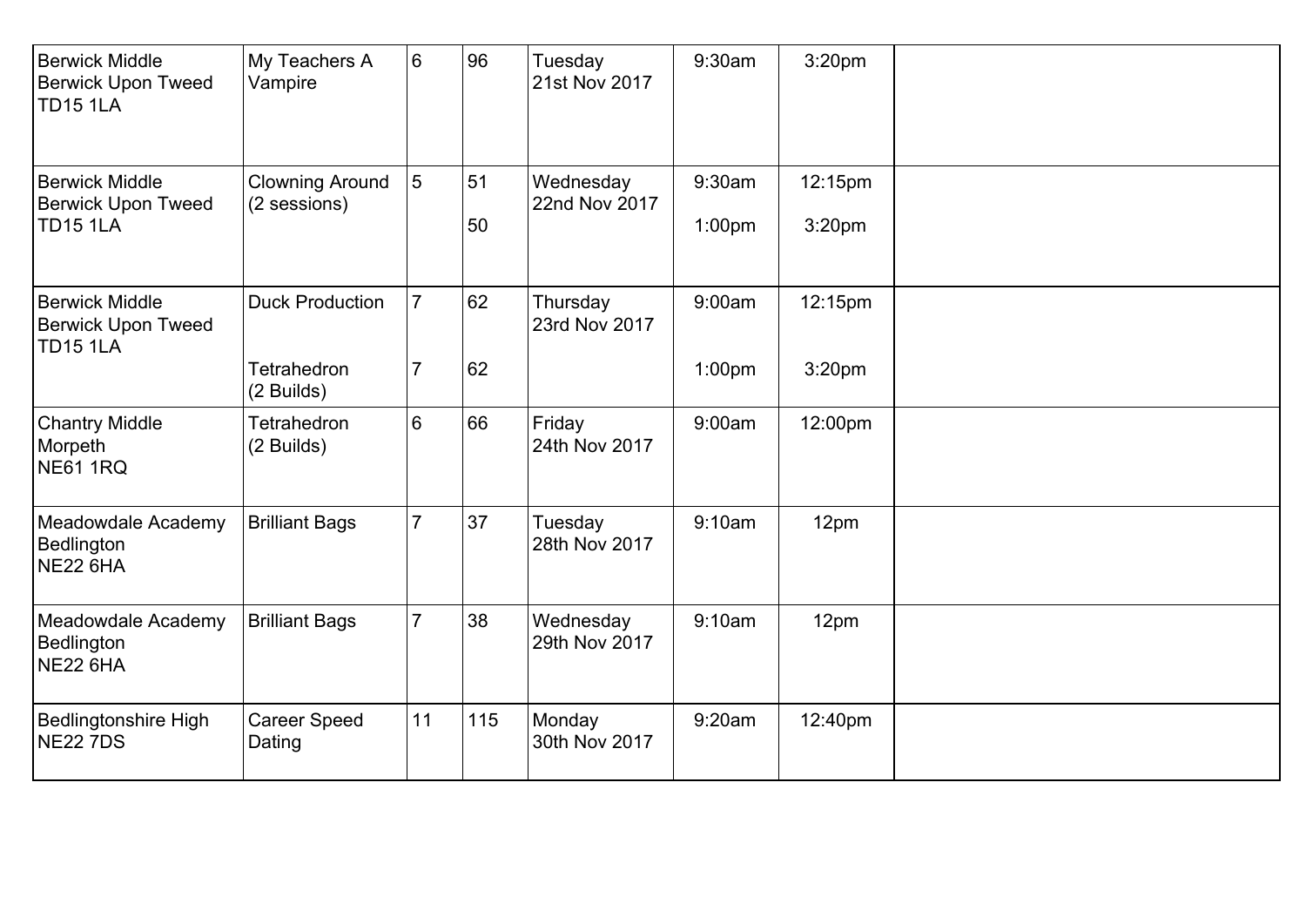| | | | | | | | |
|---|---|---|---|---|---|---|---|
| Berwick Middle<br>Berwick Upon Tweed<br>TD15 1LA | My Teachers A Vampire | 6 | 96 | Tuesday<br>21st Nov 2017 | 9:30am | 3:20pm | |
| Berwick Middle<br>Berwick Upon Tweed<br>TD15 1LA | Clowning Around<br>(2 sessions) | 5 | 51<br><br>50 | Wednesday<br>22nd Nov 2017 | 9:30am<br><br>1:00pm | 12:15pm<br><br>3:20pm | |
| Berwick Middle<br>Berwick Upon Tweed<br>TD15 1LA | Duck Production<br><br>Tetrahedron<br>(2 Builds) | 7<br><br>7 | 62<br><br>62 | Thursday<br>23rd Nov 2017 | 9:00am<br><br>1:00pm | 12:15pm<br><br>3:20pm | |
| Chantry Middle<br>Morpeth<br>NE61 1RQ | Tetrahedron<br>(2 Builds) | 6 | 66 | Friday<br>24th Nov 2017 | 9:00am | 12:00pm | |
| Meadowdale Academy<br>Bedlington<br>NE22 6HA | Brilliant Bags | 7 | 37 | Tuesday<br>28th Nov 2017 | 9:10am | 12pm | |
| Meadowdale Academy<br>Bedlington<br>NE22 6HA | Brilliant Bags | 7 | 38 | Wednesday<br>29th Nov 2017 | 9:10am | 12pm | |
| Bedlingtonshire High<br>NE22 7DS | Career Speed Dating | 11 | 115 | Monday<br>30th Nov 2017 | 9:20am | 12:40pm | |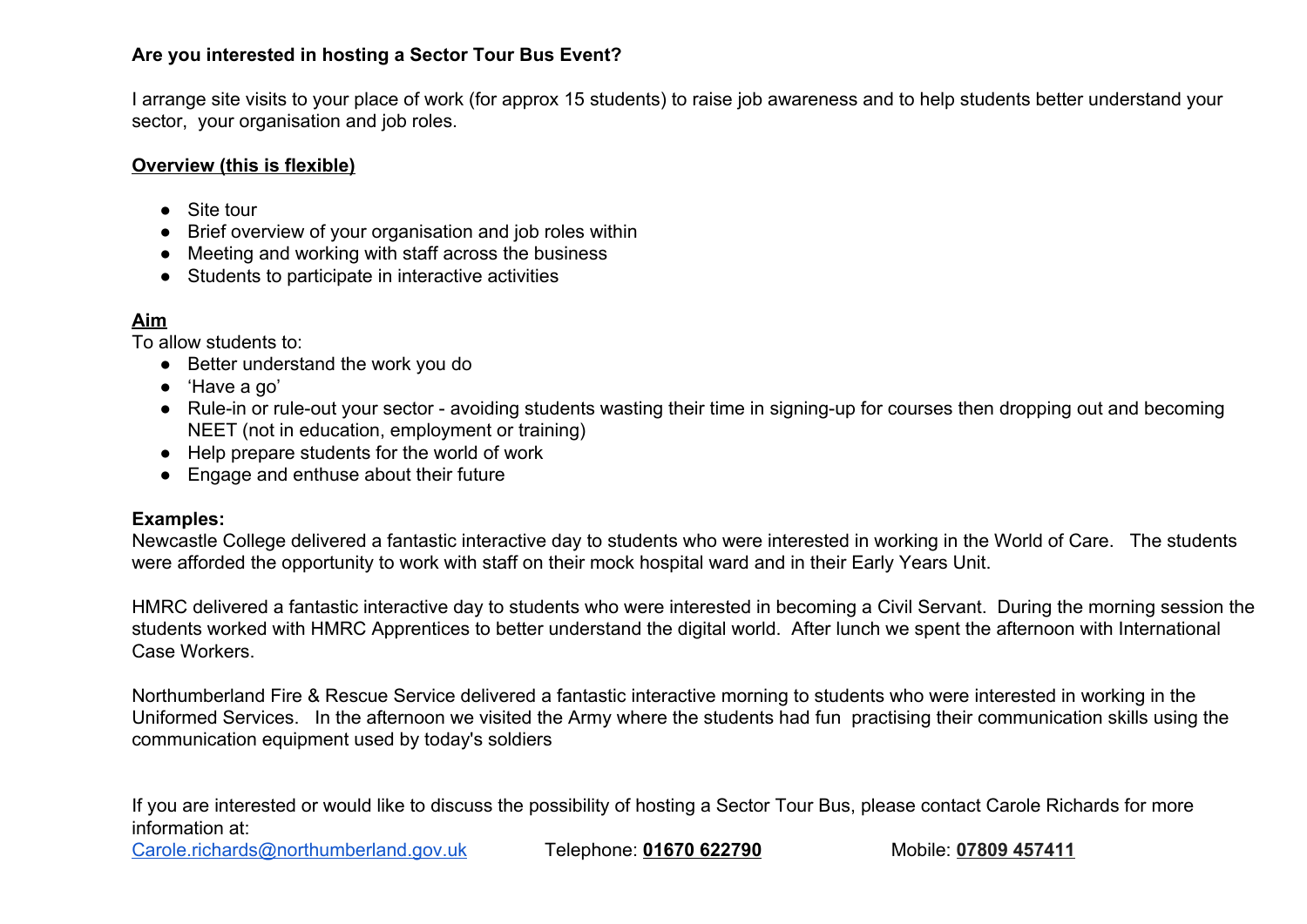**Are you interested in hosting a Sector Tour Bus Event?**

I arrange site visits to your place of work (for approx 15 students) to raise job awareness and to help students better understand your sector, your organisation and job roles.

**Overview (this is flexible)**

- Site tour
- Brief overview of your organisation and job roles within
- Meeting and working with staff across the business
- Students to participate in interactive activities

**Aim**

To allow students to:

- Better understand the work you do
- 'Have a go'
- Rule-in or rule-out your sector - avoiding students wasting their time in signing-up for courses then dropping out and becoming NEET (not in education, employment or training)
- Help prepare students for the world of work
- Engage and enthuse about their future

**Examples:**

Newcastle College delivered a fantastic interactive day to students who were interested in working in the World of Care. The students were afforded the opportunity to work with staff on their mock hospital ward and in their Early Years Unit.

HMRC delivered a fantastic interactive day to students who were interested in becoming a Civil Servant. During the morning session the students worked with HMRC Apprentices to better understand the digital world. After lunch we spent the afternoon with International Case Workers.

Northumberland Fire & Rescue Service delivered a fantastic interactive morning to students who were interested in working in the Uniformed Services. In the afternoon we visited the Army where the students had fun practising their communication skills using the communication equipment used by today's soldiers

If you are interested or would like to discuss the possibility of hosting a Sector Tour Bus, please contact Carole Richards for more information at:

Carole.richards@northumberland.gov.uk Telephone: **01670 622790** Mobile: **07809 457411**